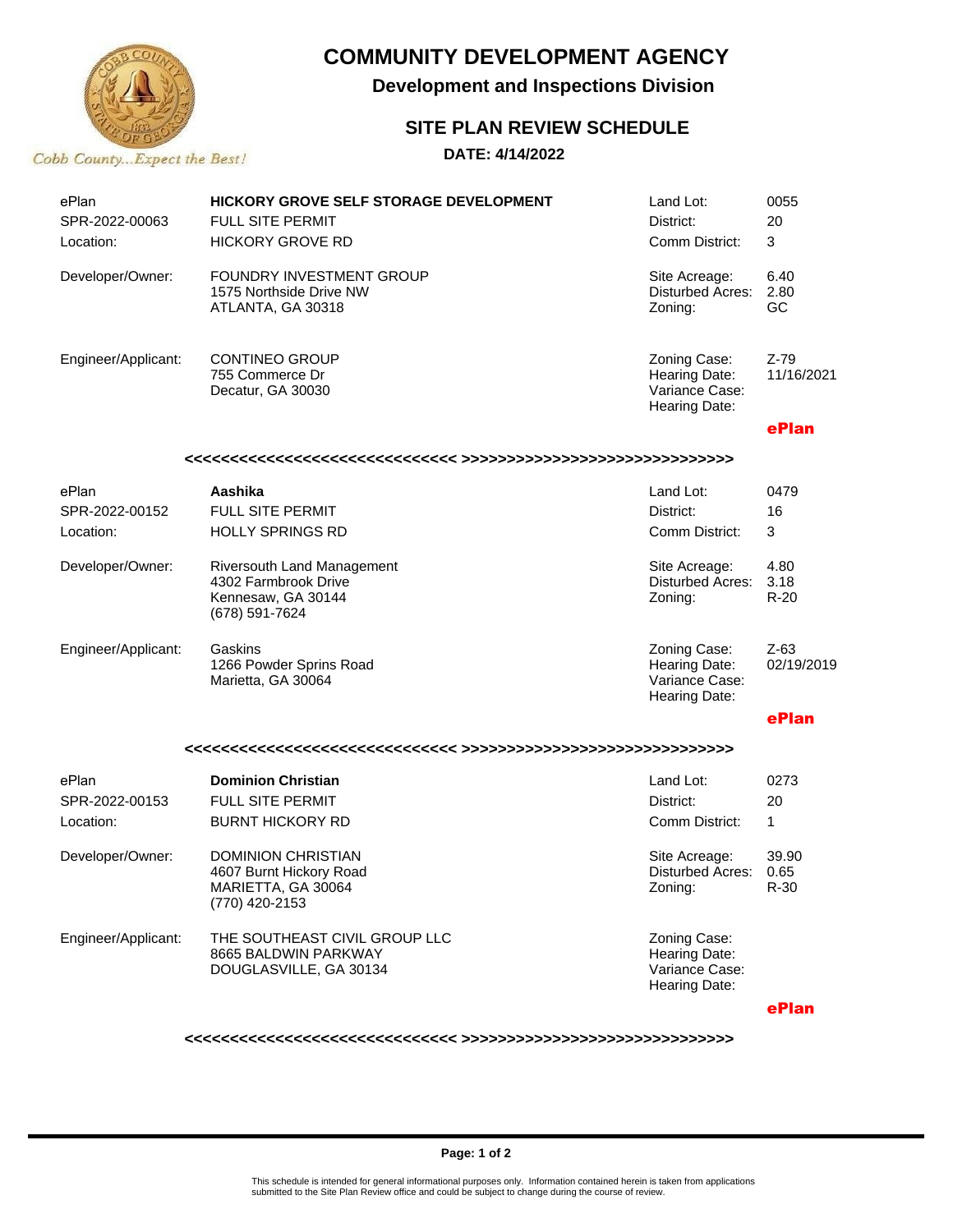Cobb County...Expect the Best!

# COMMUNITY DEVELOPMENT AGENCY

## Development and Inspections Division

### SITE PLAN REVIEW SCHEDULE

**DATE: 4/14/2022**

| | | | |
|---|---|---|---|
| ePlan | **HICKORY GROVE SELF STORAGE DEVELOPMENT** | Land Lot: | 0055 |
| SPR-2022-00063 | FULL SITE PERMIT | District: | 20 |
| Location: | HICKORY GROVE RD | Comm District: | 3 |
| Developer/Owner: | FOUNDRY INVESTMENT GROUP<br>1575 Northside Drive NW<br>ATLANTA, GA 30318 | Site Acreage:<br>Disturbed Acres:<br>Zoning: | 6.40<br>2.80<br>GC |
| Engineer/Applicant: | CONTINEO GROUP<br>755 Commerce Dr<br>Decatur, GA 30030 | Zoning Case:<br>Hearing Date:<br>Variance Case:<br>Hearing Date: | Z-79<br>11/16/2021 |
| | | | **ePlan** |

<<<<<<<<<<<<<<<<<<<<<<<<<<<<< >>>>>>>>>>>>>>>>>>>>>>>>>>>>>>

| | | | |
|---|---|---|---|
| ePlan | **Aashika** | Land Lot: | 0479 |
| SPR-2022-00152 | FULL SITE PERMIT | District: | 16 |
| Location: | HOLLY SPRINGS RD | Comm District: | 3 |
| Developer/Owner: | Riversouth Land Management<br>4302 Farmbrook Drive<br>Kennesaw, GA 30144<br>(678) 591-7624 | Site Acreage:<br>Disturbed Acres:<br>Zoning: | 4.80<br>3.18<br>R-20 |
| Engineer/Applicant: | Gaskins<br>1266 Powder Sprins Road<br>Marietta, GA 30064 | Zoning Case:<br>Hearing Date:<br>Variance Case:<br>Hearing Date: | Z-63<br>02/19/2019 |
| | | | **ePlan** |

<<<<<<<<<<<<<<<<<<<<<<<<<<<<< >>>>>>>>>>>>>>>>>>>>>>>>>>>>>>

| | | | |
|---|---|---|---|
| ePlan | **Dominion Christian** | Land Lot: | 0273 |
| SPR-2022-00153 | FULL SITE PERMIT | District: | 20 |
| Location: | BURNT HICKORY RD | Comm District: | 1 |
| Developer/Owner: | DOMINION CHRISTIAN<br>4607 Burnt Hickory Road<br>MARIETTA, GA 30064<br>(770) 420-2153 | Site Acreage:<br>Disturbed Acres:<br>Zoning: | 39.90<br>0.65<br>R-30 |
| Engineer/Applicant: | THE SOUTHEAST CIVIL GROUP LLC<br>8665 BALDWIN PARKWAY<br>DOUGLASVILLE, GA 30134 | Zoning Case:<br>Hearing Date:<br>Variance Case:<br>Hearing Date: | |
| | | | **ePlan** |

<<<<<<<<<<<<<<<<<<<<<<<<<<<<< >>>>>>>>>>>>>>>>>>>>>>>>>>>>>>

This schedule is intended for general informational purposes only. Information contained herein is taken from applications submitted to the Site Plan Review office and could be subject to change during the course of review.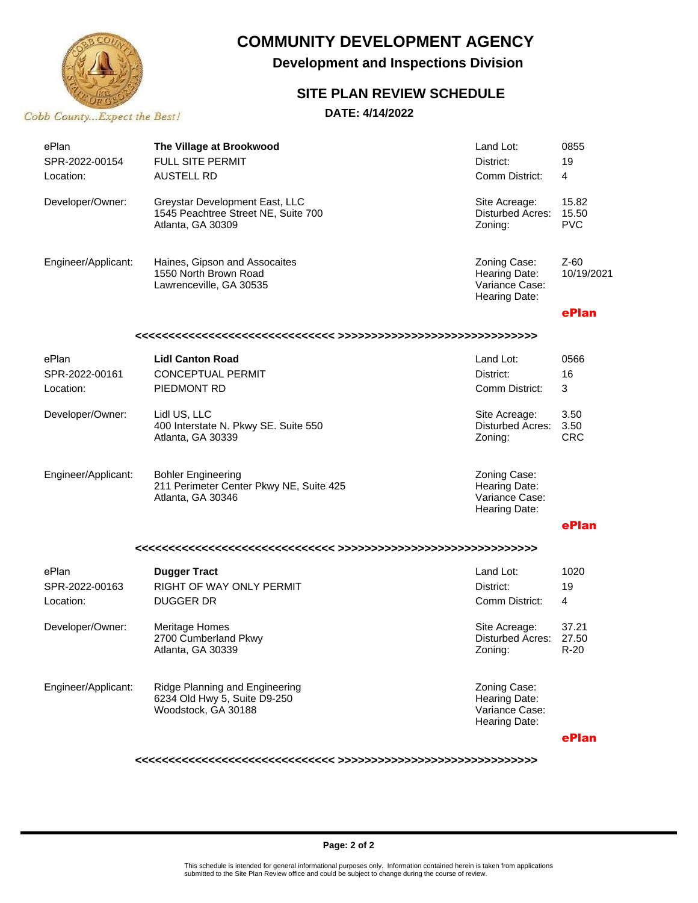# COMMUNITY DEVELOPMENT AGENCY

## Development and Inspections Division

### SITE PLAN REVIEW SCHEDULE

**DATE: 4/14/2022**

Cobb County...Expect the Best!

| | | | |
|---|---|---|---|
| ePlan | **The Village at Brookwood** | Land Lot: | 0855 |
| SPR-2022-00154 | FULL SITE PERMIT | District: | 19 |
| Location: | AUSTELL RD | Comm District: | 4 |
| Developer/Owner: | Greystar Development East, LLC<br>1545 Peachtree Street NE, Suite 700<br>Atlanta, GA 30309 | Site Acreage:<br>Disturbed Acres:<br>Zoning: | 15.82<br>15.50<br>PVC |
| Engineer/Applicant: | Haines, Gipson and Assocaites<br>1550 North Brown Road<br>Lawrenceville, GA 30535 | Zoning Case:<br>Hearing Date:<br>Variance Case:<br>Hearing Date: | Z-60<br>10/19/2021 |
| | | | **ePlan** |

<<<<<<<<<<<<<<<<<<<<<<<<<<<<<< >>>>>>>>>>>>>>>>>>>>>>>>>>>>>>

| | | | |
|---|---|---|---|
| ePlan | **Lidl Canton Road** | Land Lot: | 0566 |
| SPR-2022-00161 | CONCEPTUAL PERMIT | District: | 16 |
| Location: | PIEDMONT RD | Comm District: | 3 |
| Developer/Owner: | Lidl US, LLC<br>400 Interstate N. Pkwy SE. Suite 550<br>Atlanta, GA 30339 | Site Acreage:<br>Disturbed Acres:<br>Zoning: | 3.50<br>3.50<br>CRC |
| Engineer/Applicant: | Bohler Engineering<br>211 Perimeter Center Pkwy NE, Suite 425<br>Atlanta, GA 30346 | Zoning Case:<br>Hearing Date:<br>Variance Case:<br>Hearing Date: | |
| | | | **ePlan** |

<<<<<<<<<<<<<<<<<<<<<<<<<<<<<< >>>>>>>>>>>>>>>>>>>>>>>>>>>>>>

| | | | |
|---|---|---|---|
| ePlan | **Dugger Tract** | Land Lot: | 1020 |
| SPR-2022-00163 | RIGHT OF WAY ONLY PERMIT | District: | 19 |
| Location: | DUGGER DR | Comm District: | 4 |
| Developer/Owner: | Meritage Homes<br>2700 Cumberland Pkwy<br>Atlanta, GA 30339 | Site Acreage:<br>Disturbed Acres:<br>Zoning: | 37.21<br>27.50<br>R-20 |
| Engineer/Applicant: | Ridge Planning and Engineering<br>6234 Old Hwy 5, Suite D9-250<br>Woodstock, GA 30188 | Zoning Case:<br>Hearing Date:<br>Variance Case:<br>Hearing Date: | |
| | | | **ePlan** |

<<<<<<<<<<<<<<<<<<<<<<<<<<<<<< >>>>>>>>>>>>>>>>>>>>>>>>>>>>>>

This schedule is intended for general informational purposes only. Information contained herein is taken from applications submitted to the Site Plan Review office and could be subject to change during the course of review.